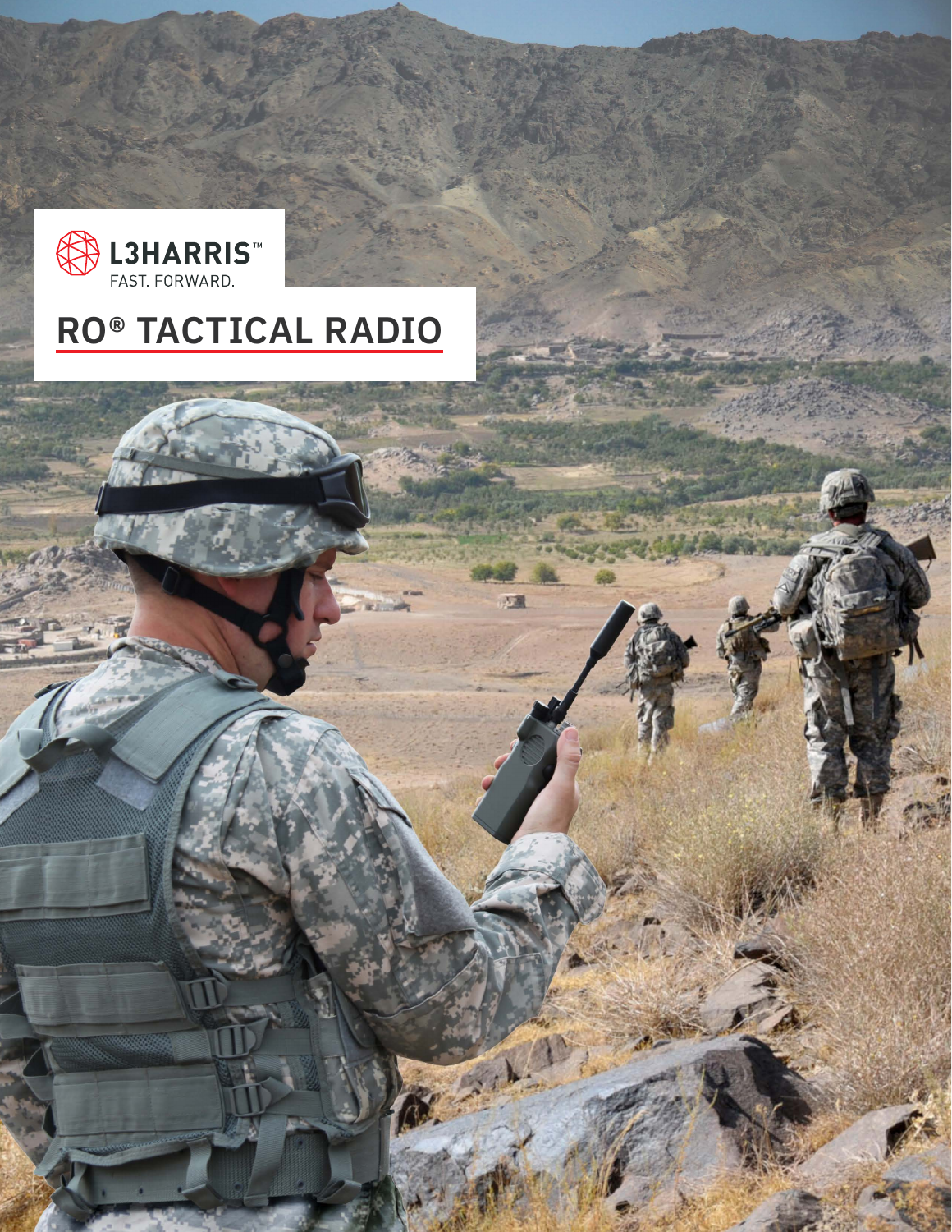L3HARRIS™
FAST. FORWARD.

# RO® TACTICAL RADIO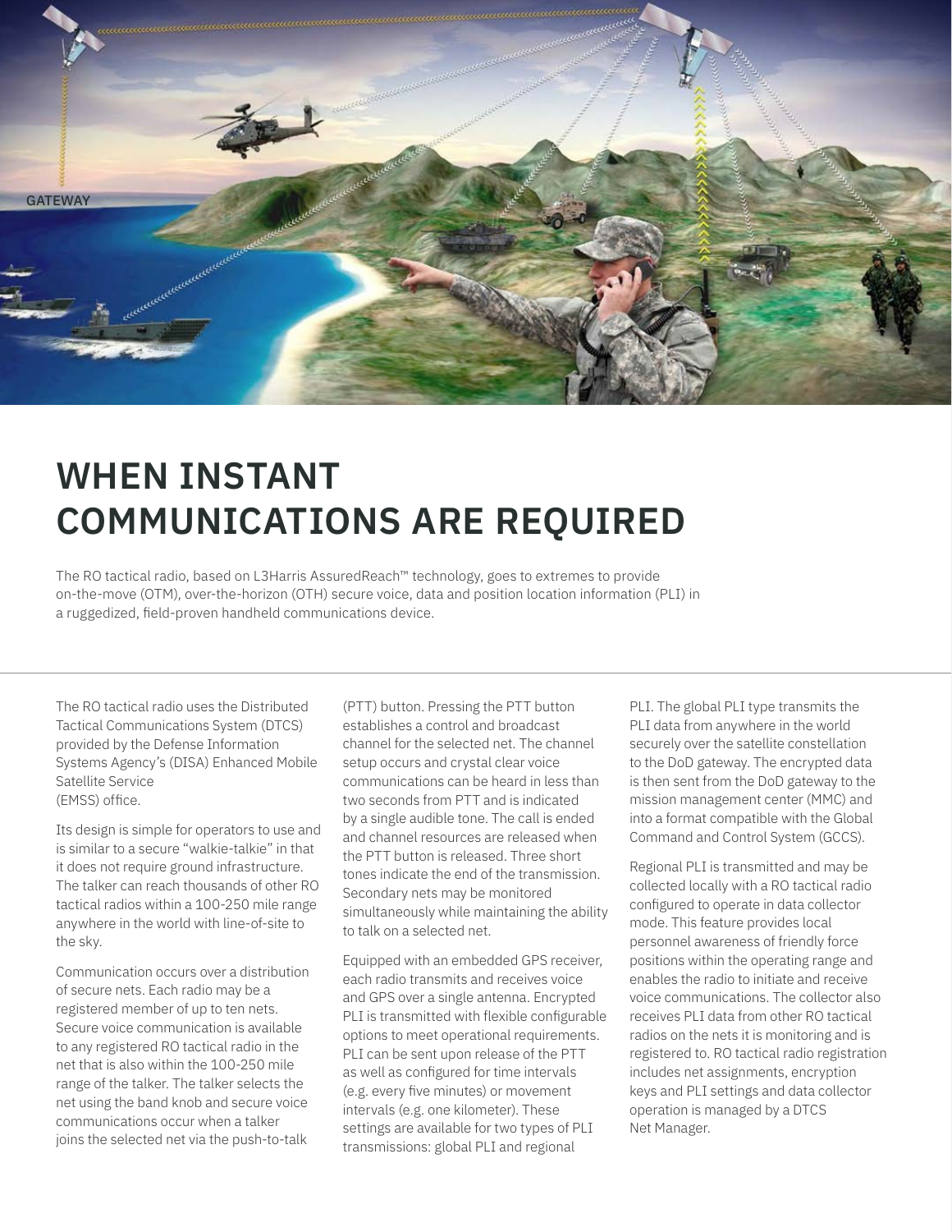# WHEN INSTANT COMMUNICATIONS ARE REQUIRED

The RO tactical radio, based on L3Harris AssuredReach™ technology, goes to extremes to provide on-the-move (OTM), over-the-horizon (OTH) secure voice, data and position location information (PLI) in a ruggedized, field-proven handheld communications device.

The RO tactical radio uses the Distributed Tactical Communications System (DTCS) provided by the Defense Information Systems Agency's (DISA) Enhanced Mobile Satellite Service (EMSS) office.

Its design is simple for operators to use and is similar to a secure "walkie-talkie" in that it does not require ground infrastructure. The talker can reach thousands of other RO tactical radios within a 100-250 mile range anywhere in the world with line-of-site to the sky.

Communication occurs over a distribution of secure nets. Each radio may be a registered member of up to ten nets. Secure voice communication is available to any registered RO tactical radio in the net that is also within the 100-250 mile range of the talker. The talker selects the net using the band knob and secure voice communications occur when a talker joins the selected net via the push-to-talk (PTT) button. Pressing the PTT button establishes a control and broadcast channel for the selected net. The channel setup occurs and crystal clear voice communications can be heard in less than two seconds from PTT and is indicated by a single audible tone. The call is ended and channel resources are released when the PTT button is released. Three short tones indicate the end of the transmission. Secondary nets may be monitored simultaneously while maintaining the ability to talk on a selected net.

Equipped with an embedded GPS receiver, each radio transmits and receives voice and GPS over a single antenna. Encrypted PLI is transmitted with flexible configurable options to meet operational requirements. PLI can be sent upon release of the PTT as well as configured for time intervals (e.g. every five minutes) or movement intervals (e.g. one kilometer). These settings are available for two types of PLI transmissions: global PLI and regional PLI. The global PLI type transmits the PLI data from anywhere in the world securely over the satellite constellation to the DoD gateway. The encrypted data is then sent from the DoD gateway to the mission management center (MMC) and into a format compatible with the Global Command and Control System (GCCS).

Regional PLI is transmitted and may be collected locally with a RO tactical radio configured to operate in data collector mode. This feature provides local personnel awareness of friendly force positions within the operating range and enables the radio to initiate and receive voice communications. The collector also receives PLI data from other RO tactical radios on the nets it is monitoring and is registered to. RO tactical radio registration includes net assignments, encryption keys and PLI settings and data collector operation is managed by a DTCS Net Manager.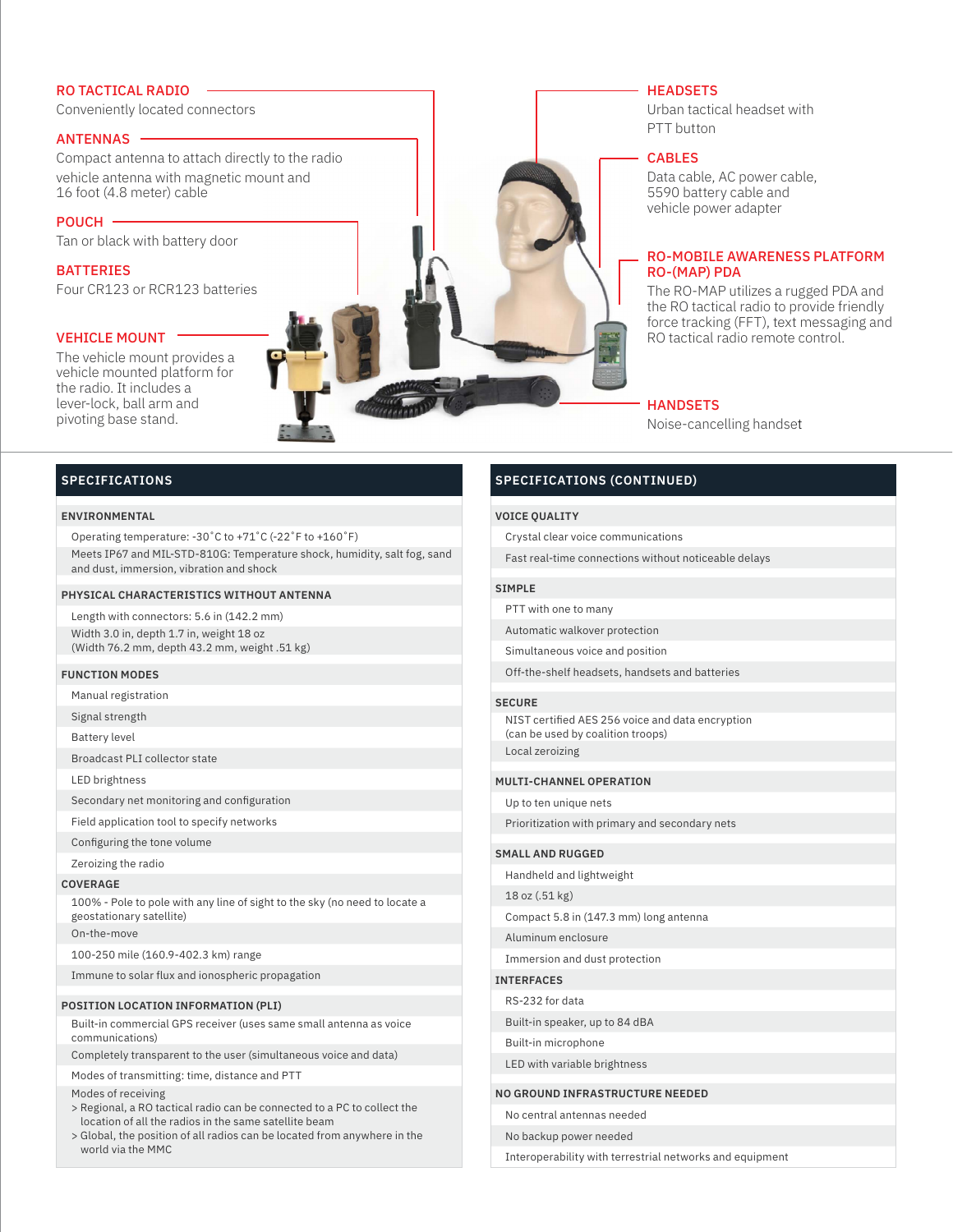## RO TACTICAL RADIO

Conveniently located connectors

## ANTENNAS

Compact antenna to attach directly to the radio

vehicle antenna with magnetic mount and 16 foot (4.8 meter) cable

## POUCH

Tan or black with battery door

## BATTERIES

Four CR123 or RCR123 batteries

## VEHICLE MOUNT

The vehicle mount provides a vehicle mounted platform for the radio. It includes a lever-lock, ball arm and pivoting base stand.

## HEADSETS

Urban tactical headset with PTT button

## CABLES

Data cable, AC power cable, 5590 battery cable and vehicle power adapter

## RO-MOBILE AWARENESS PLATFORM RO-(MAP) PDA

The RO-MAP utilizes a rugged PDA and the RO tactical radio to provide friendly force tracking (FFT), text messaging and RO tactical radio remote control.

## HANDSETS

Noise-cancelling handset

## SPECIFICATIONS

### ENVIRONMENTAL

- Operating temperature: -30˚C to +71˚C (-22˚F to +160˚F)
- Meets IP67 and MIL-STD-810G: Temperature shock, humidity, salt fog, sand and dust, immersion, vibration and shock

### PHYSICAL CHARACTERISTICS WITHOUT ANTENNA

- Length with connectors: 5.6 in (142.2 mm)
- Width 3.0 in, depth 1.7 in, weight 18 oz (Width 76.2 mm, depth 43.2 mm, weight .51 kg)

### FUNCTION MODES

- Manual registration
- Signal strength
- Battery level
- Broadcast PLI collector state
- LED brightness
- Secondary net monitoring and configuration
- Field application tool to specify networks
- Configuring the tone volume
- Zeroizing the radio

### COVERAGE

- 100% - Pole to pole with any line of sight to the sky (no need to locate a geostationary satellite)
- On-the-move
- 100-250 mile (160.9-402.3 km) range
- Immune to solar flux and ionospheric propagation

### POSITION LOCATION INFORMATION (PLI)

- Built-in commercial GPS receiver (uses same small antenna as voice communications)
- Completely transparent to the user (simultaneous voice and data)
- Modes of transmitting: time, distance and PTT
- Modes of receiving
  > Regional, a RO tactical radio can be connected to a PC to collect the location of all the radios in the same satellite beam
  > Global, the position of all radios can be located from anywhere in the world via the MMC

## SPECIFICATIONS (CONTINUED)

### VOICE QUALITY

- Crystal clear voice communications
- Fast real-time connections without noticeable delays

### SIMPLE

- PTT with one to many
- Automatic walkover protection
- Simultaneous voice and position
- Off-the-shelf headsets, handsets and batteries

### SECURE

- NIST certified AES 256 voice and data encryption (can be used by coalition troops)
- Local zeroizing

### MULTI-CHANNEL OPERATION

- Up to ten unique nets
- Prioritization with primary and secondary nets

### SMALL AND RUGGED

- Handheld and lightweight
- 18 oz (.51 kg)
- Compact 5.8 in (147.3 mm) long antenna
- Aluminum enclosure
- Immersion and dust protection

### INTERFACES

- RS-232 for data
- Built-in speaker, up to 84 dBA
- Built-in microphone
- LED with variable brightness

### NO GROUND INFRASTRUCTURE NEEDED

- No central antennas needed
- No backup power needed
- Interoperability with terrestrial networks and equipment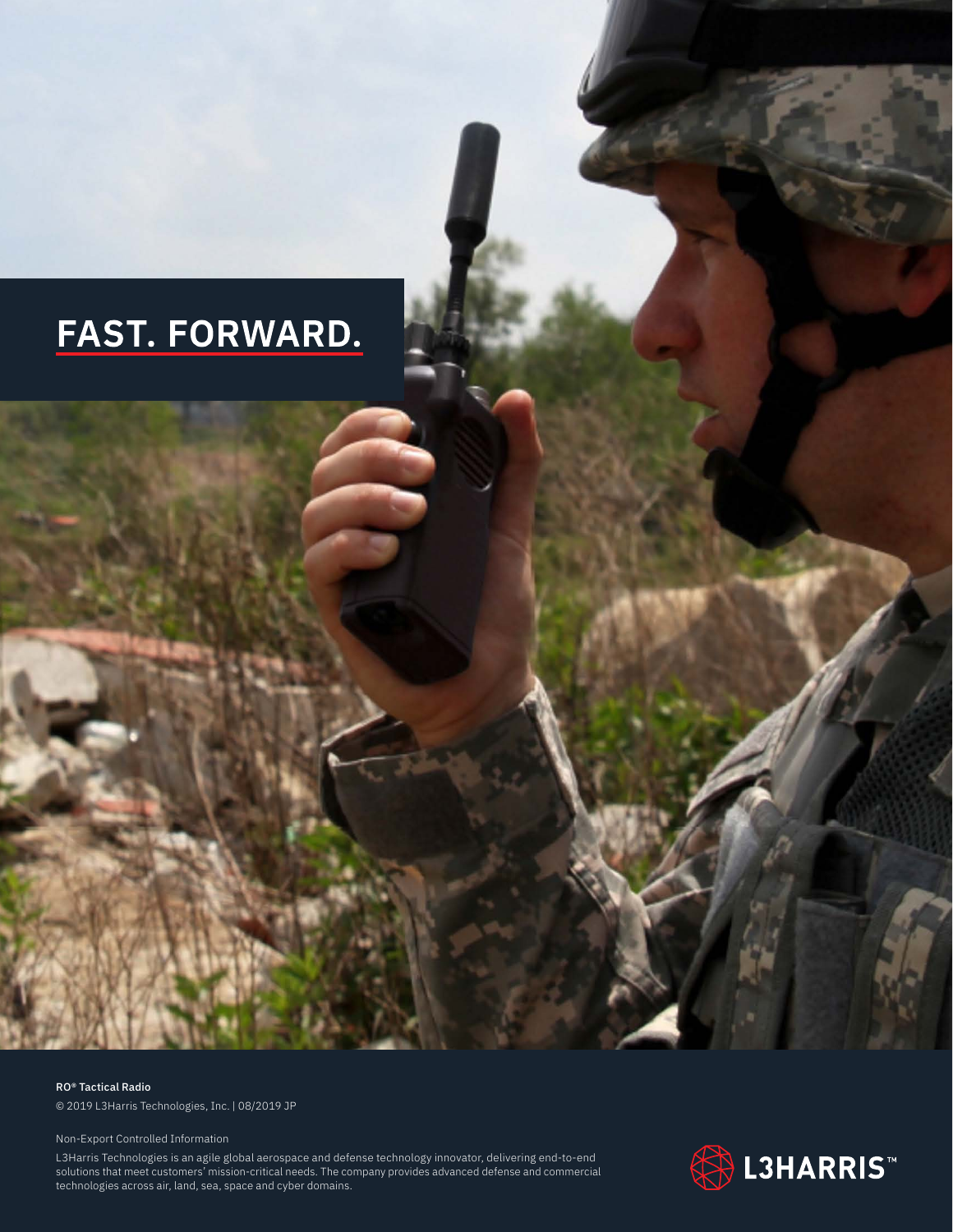# FAST. FORWARD.

**RO® Tactical Radio**

© 2019 L3Harris Technologies, Inc. | 08/2019 JP

Non-Export Controlled Information

L3Harris Technologies is an agile global aerospace and defense technology innovator, delivering end-to-end solutions that meet customers' mission-critical needs. The company provides advanced defense and commercial technologies across air, land, sea, space and cyber domains.

L3HARRIS™